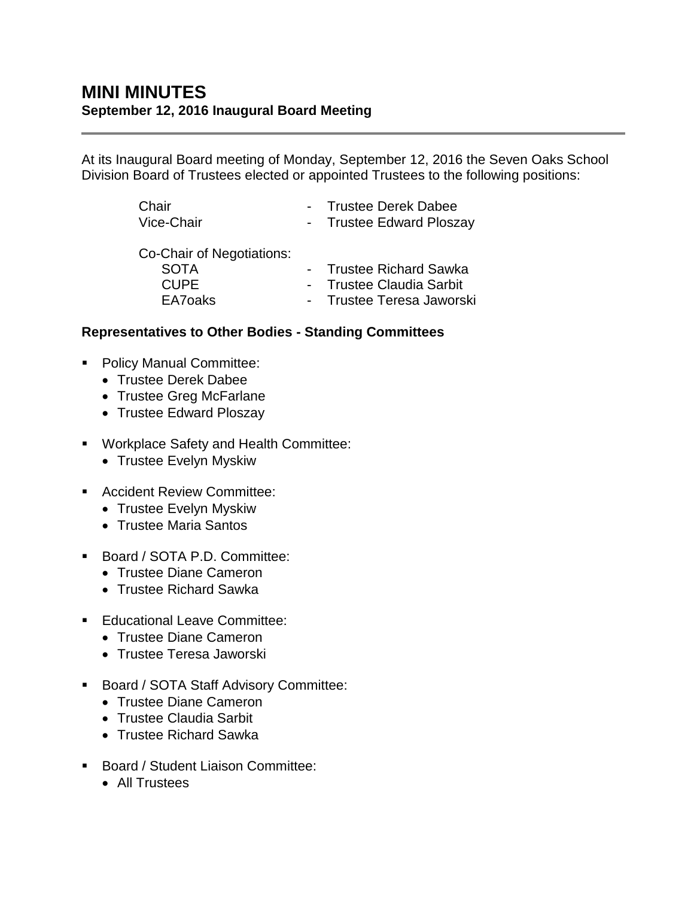# MINI MINUTES

**September 12, 2016 Inaugural Board Meeting**

---

At its Inaugural Board meeting of Monday, September 12, 2016 the Seven Oaks School Division Board of Trustees elected or appointed Trustees to the following positions:

| | | |
|---|---|---|
| Chair | - | Trustee Derek Dabee |
| Vice-Chair | - | Trustee Edward Ploszay |
| Co-Chair of Negotiations: | | |
| SOTA | - | Trustee Richard Sawka |
| CUPE | - | Trustee Claudia Sarbit |
| EA7oaks | - | Trustee Teresa Jaworski |

**Representatives to Other Bodies - Standing Committees**

- Policy Manual Committee:
  - Trustee Derek Dabee
  - Trustee Greg McFarlane
  - Trustee Edward Ploszay
- Workplace Safety and Health Committee:
  - Trustee Evelyn Myskiw
- Accident Review Committee:
  - Trustee Evelyn Myskiw
  - Trustee Maria Santos
- Board / SOTA P.D. Committee:
  - Trustee Diane Cameron
  - Trustee Richard Sawka
- Educational Leave Committee:
  - Trustee Diane Cameron
  - Trustee Teresa Jaworski
- Board / SOTA Staff Advisory Committee:
  - Trustee Diane Cameron
  - Trustee Claudia Sarbit
  - Trustee Richard Sawka
- Board / Student Liaison Committee:
  - All Trustees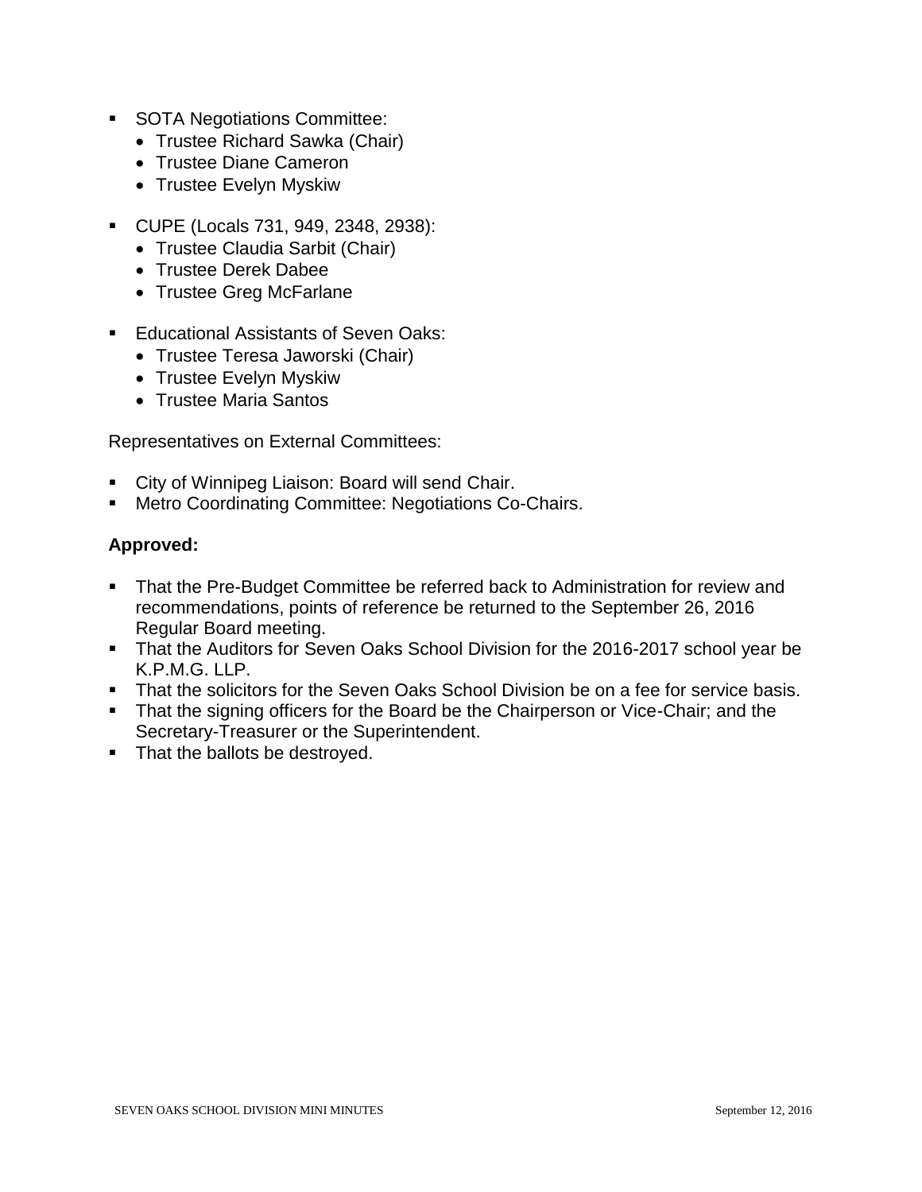- SOTA Negotiations Committee:
  - Trustee Richard Sawka (Chair)
  - Trustee Diane Cameron
  - Trustee Evelyn Myskiw

- CUPE (Locals 731, 949, 2348, 2938):
  - Trustee Claudia Sarbit (Chair)
  - Trustee Derek Dabee
  - Trustee Greg McFarlane

- Educational Assistants of Seven Oaks:
  - Trustee Teresa Jaworski (Chair)
  - Trustee Evelyn Myskiw
  - Trustee Maria Santos

Representatives on External Committees:

- City of Winnipeg Liaison: Board will send Chair.
- Metro Coordinating Committee: Negotiations Co-Chairs.

**Approved:**

- That the Pre-Budget Committee be referred back to Administration for review and recommendations, points of reference be returned to the September 26, 2016 Regular Board meeting.
- That the Auditors for Seven Oaks School Division for the 2016-2017 school year be K.P.M.G. LLP.
- That the solicitors for the Seven Oaks School Division be on a fee for service basis.
- That the signing officers for the Board be the Chairperson or Vice-Chair; and the Secretary-Treasurer or the Superintendent.
- That the ballots be destroyed.